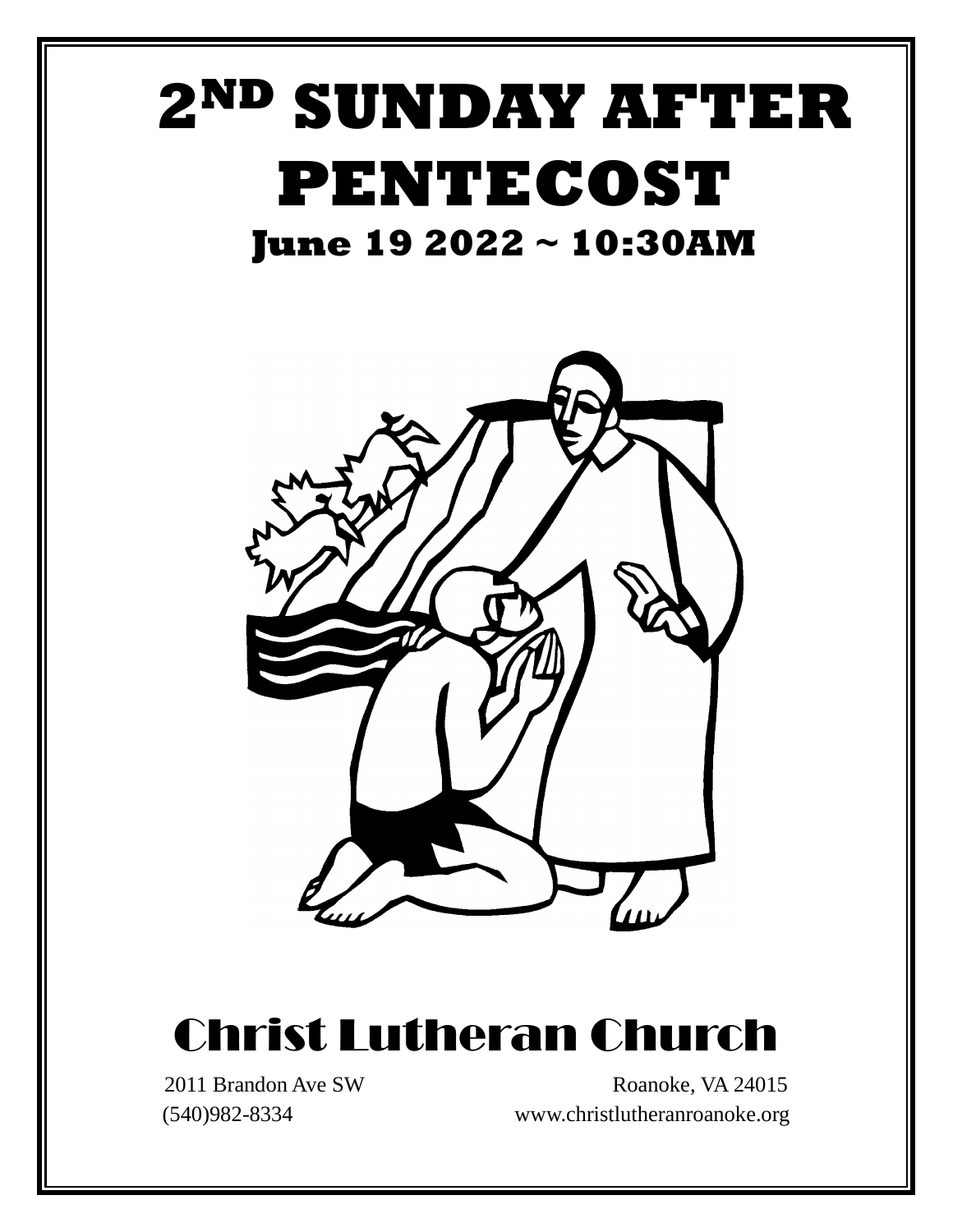# 2ND SUNDAY AFTER PENTECOST

## June 19 2022 ~ 10:30AM

# Christ Lutheran Church

2011 Brandon Ave SW  
Roanoke, VA 24015  
(540)982-8334  
www.christlutheranroanoke.org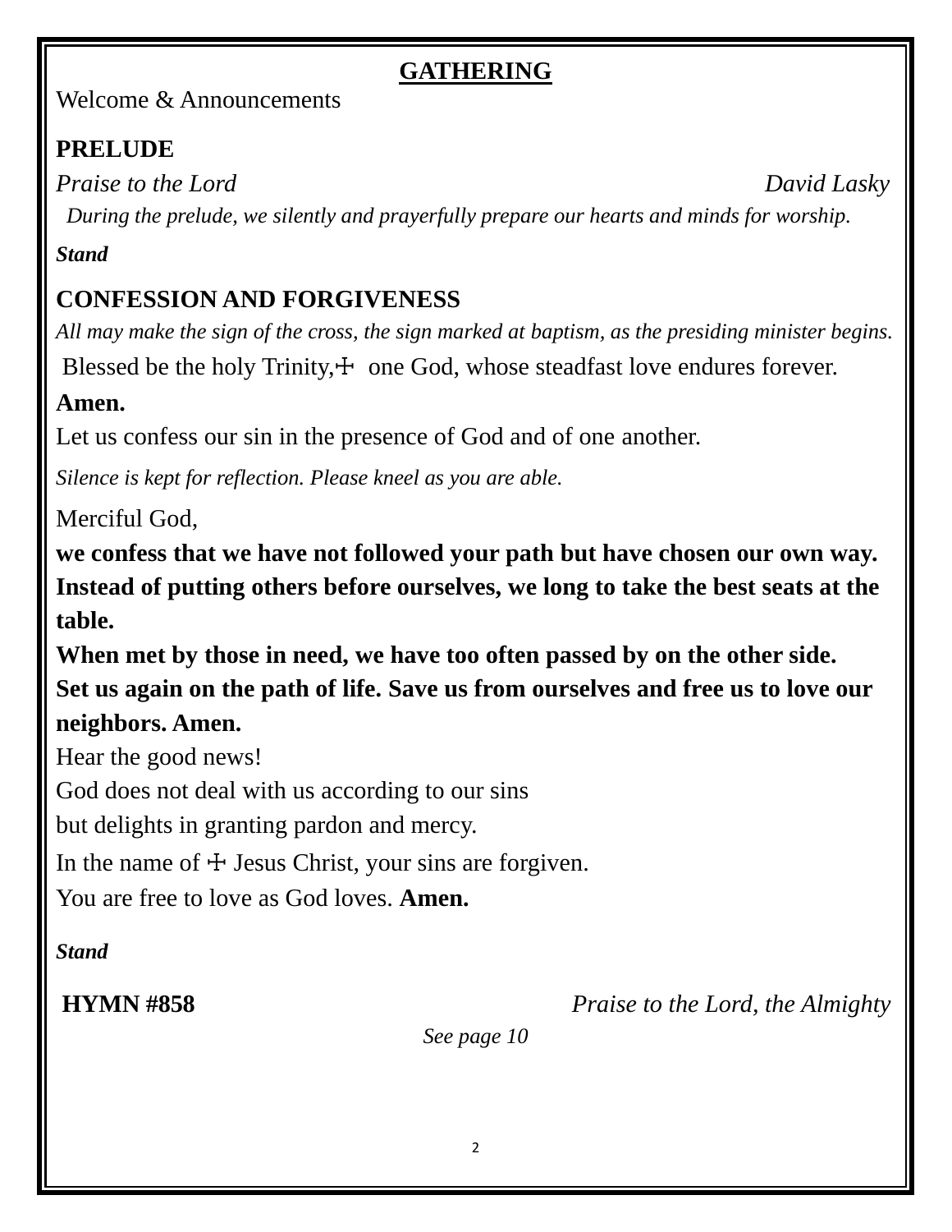## GATHERING

Welcome & Announcements

**PRELUDE**

*Praise to the Lord* *David Lasky*

*During the prelude, we silently and prayerfully prepare our hearts and minds for worship.*

***Stand***

**CONFESSION AND FORGIVENESS**

*All may make the sign of the cross, the sign marked at baptism, as the presiding minister begins.*

Blessed be the holy Trinity,☩ one God, whose steadfast love endures forever.

**Amen.**

Let us confess our sin in the presence of God and of one another.

*Silence is kept for reflection. Please kneel as you are able.*

Merciful God,

**we confess that we have not followed your path but have chosen our own way. Instead of putting others before ourselves, we long to take the best seats at the table.**

**When met by those in need, we have too often passed by on the other side.**

**Set us again on the path of life. Save us from ourselves and free us to love our neighbors. Amen.**

Hear the good news!

God does not deal with us according to our sins

but delights in granting pardon and mercy.

In the name of ☩ Jesus Christ, your sins are forgiven.

You are free to love as God loves. **Amen.**

***Stand***

**HYMN #858** *Praise to the Lord, the Almighty*

*See page 10*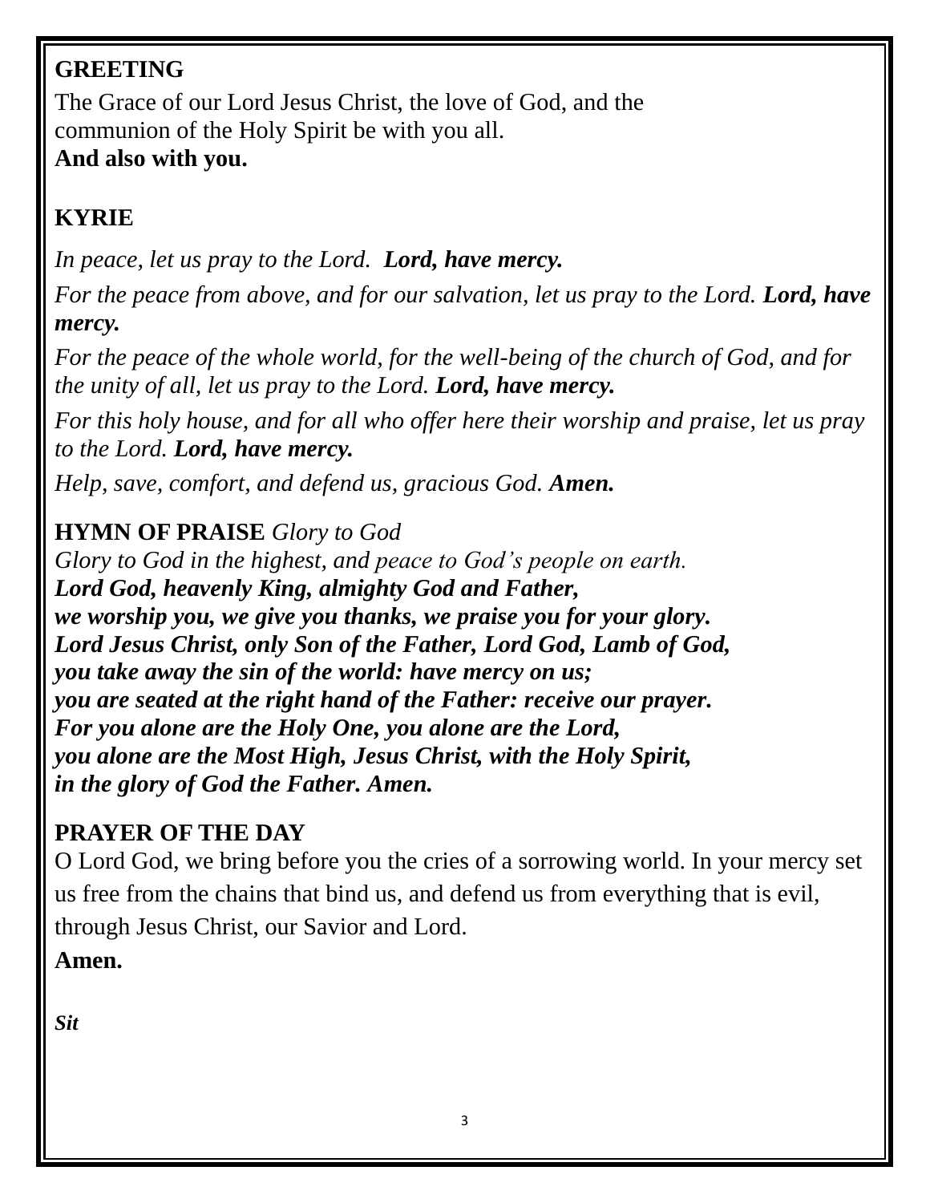## GREETING

The Grace of our Lord Jesus Christ, the love of God, and the communion of the Holy Spirit be with you all.
**And also with you.**

## KYRIE

*In peace, let us pray to the Lord.* ***Lord, have mercy.***

*For the peace from above, and for our salvation, let us pray to the Lord.* ***Lord, have mercy.***

*For the peace of the whole world, for the well-being of the church of God, and for the unity of all, let us pray to the Lord.* ***Lord, have mercy.***

*For this holy house, and for all who offer here their worship and praise, let us pray to the Lord.* ***Lord, have mercy.***

*Help, save, comfort, and defend us, gracious God.* ***Amen.***

## HYMN OF PRAISE *Glory to God*

*Glory to God in the highest, and peace to God's people on earth.*
***Lord God, heavenly King, almighty God and Father,***
***we worship you, we give you thanks, we praise you for your glory.***
***Lord Jesus Christ, only Son of the Father, Lord God, Lamb of God,***
***you take away the sin of the world: have mercy on us;***
***you are seated at the right hand of the Father: receive our prayer.***
***For you alone are the Holy One, you alone are the Lord,***
***you alone are the Most High, Jesus Christ, with the Holy Spirit,***
***in the glory of God the Father. Amen.***

## PRAYER OF THE DAY

O Lord God, we bring before you the cries of a sorrowing world. In your mercy set us free from the chains that bind us, and defend us from everything that is evil, through Jesus Christ, our Savior and Lord.

**Amen.**

***Sit***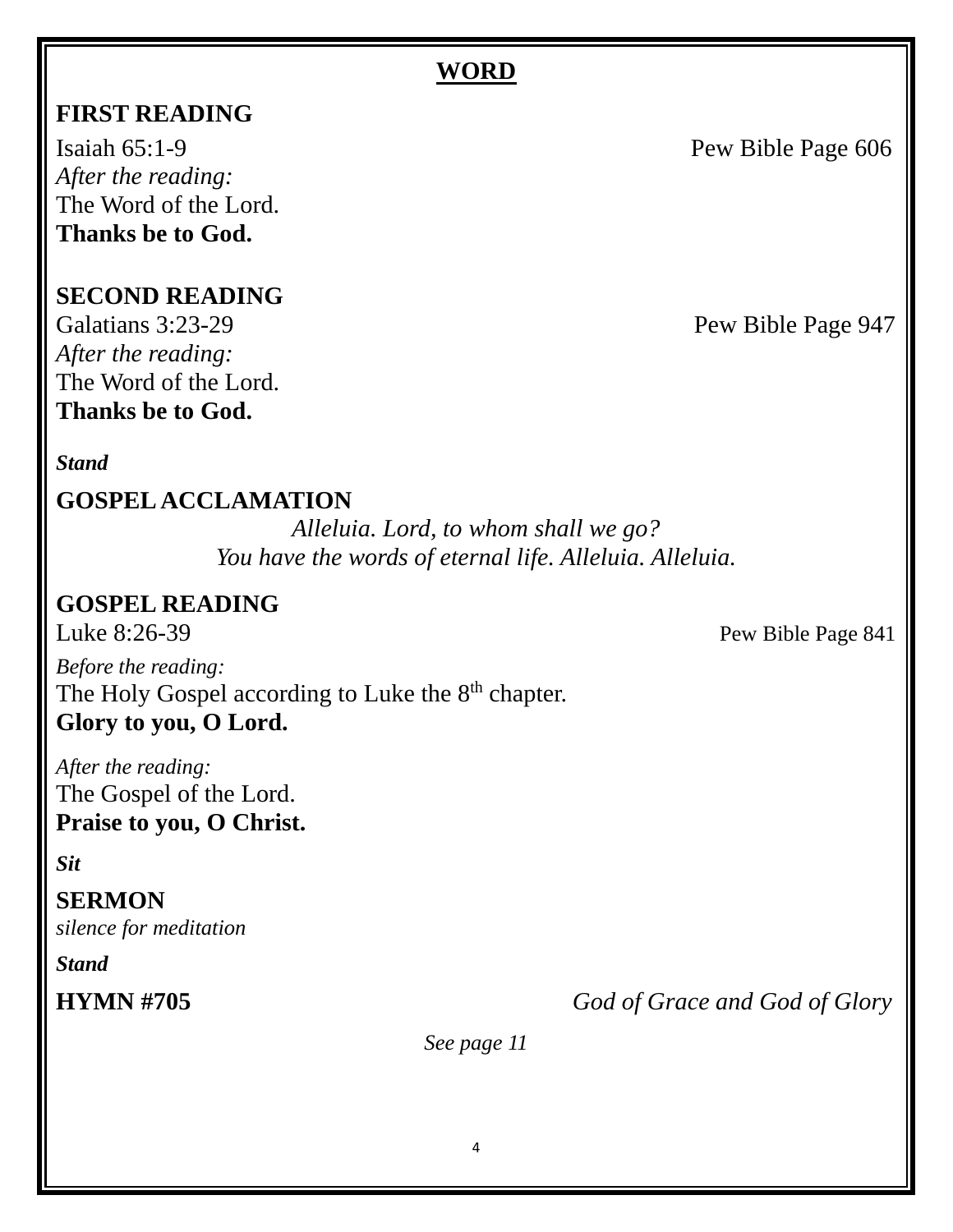## WORD

### FIRST READING

Isaiah 65:1-9 Pew Bible Page 606

*After the reading:*

The Word of the Lord.

**Thanks be to God.**

### SECOND READING

Galatians 3:23-29 Pew Bible Page 947

*After the reading:*

The Word of the Lord.

**Thanks be to God.**

***Stand***

### GOSPEL ACCLAMATION

*Alleluia. Lord, to whom shall we go?*
*You have the words of eternal life. Alleluia. Alleluia.*

### GOSPEL READING

Luke 8:26-39 Pew Bible Page 841

*Before the reading:*

The Holy Gospel according to Luke the 8th chapter.

**Glory to you, O Lord.**

*After the reading:*

The Gospel of the Lord.

**Praise to you, O Christ.**

***Sit***

### SERMON

*silence for meditation*

***Stand***

**HYMN #705** *God of Grace and God of Glory*

*See page 11*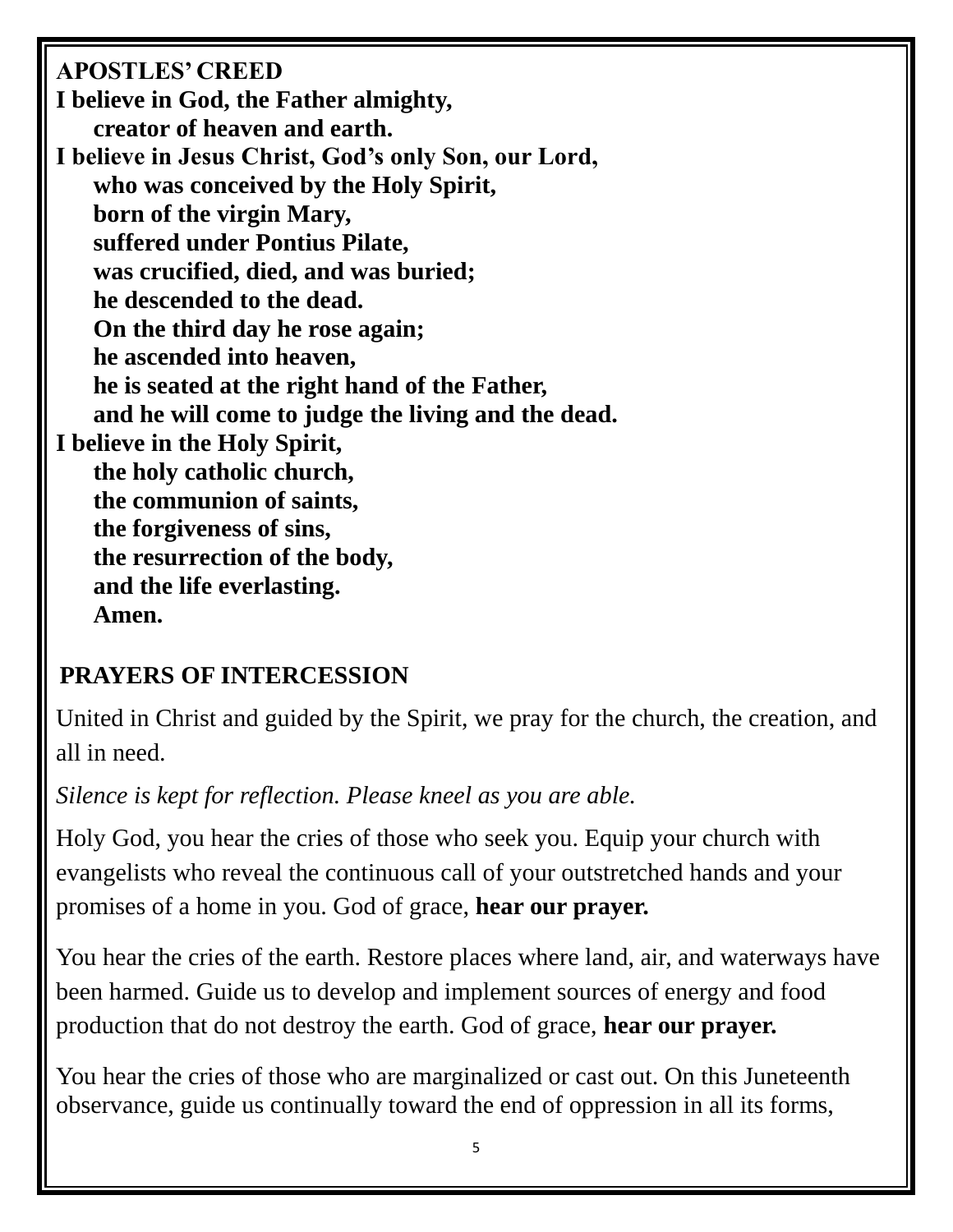## APOSTLES' CREED

**I believe in God, the Father almighty,**
**creator of heaven and earth.**
**I believe in Jesus Christ, God's only Son, our Lord,**
**who was conceived by the Holy Spirit,**
**born of the virgin Mary,**
**suffered under Pontius Pilate,**
**was crucified, died, and was buried;**
**he descended to the dead.**
**On the third day he rose again;**
**he ascended into heaven,**
**he is seated at the right hand of the Father,**
**and he will come to judge the living and the dead.**
**I believe in the Holy Spirit,**
**the holy catholic church,**
**the communion of saints,**
**the forgiveness of sins,**
**the resurrection of the body,**
**and the life everlasting.**
**Amen.**

## PRAYERS OF INTERCESSION

United in Christ and guided by the Spirit, we pray for the church, the creation, and all in need.

*Silence is kept for reflection. Please kneel as you are able.*

Holy God, you hear the cries of those who seek you. Equip your church with evangelists who reveal the continuous call of your outstretched hands and your promises of a home in you. God of grace, **hear our prayer.**

You hear the cries of the earth. Restore places where land, air, and waterways have been harmed. Guide us to develop and implement sources of energy and food production that do not destroy the earth. God of grace, **hear our prayer.**

You hear the cries of those who are marginalized or cast out. On this Juneteenth observance, guide us continually toward the end of oppression in all its forms,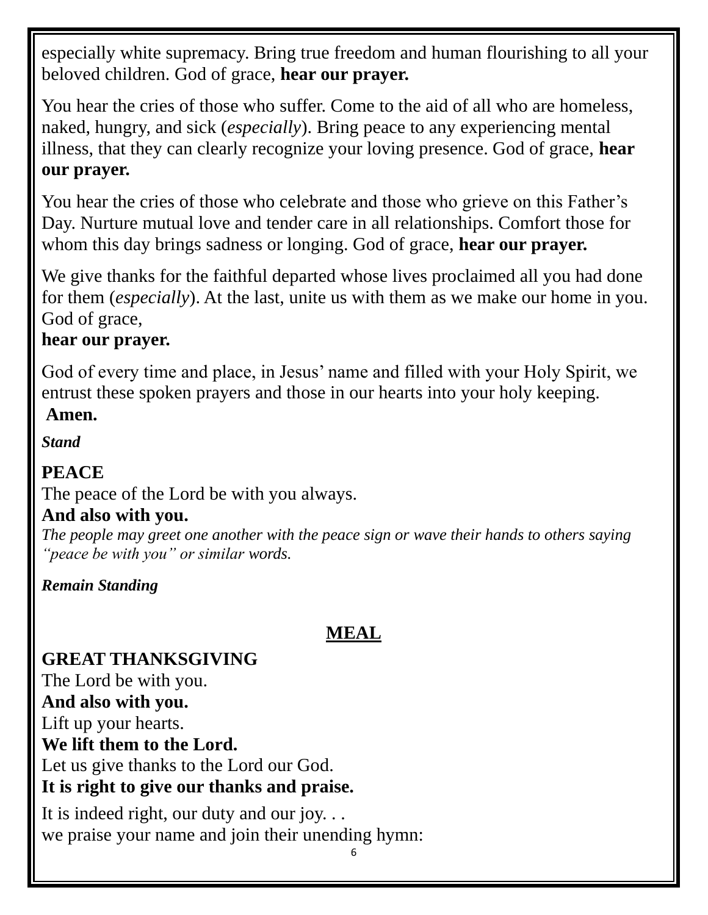especially white supremacy. Bring true freedom and human flourishing to all your beloved children. God of grace, **hear our prayer.**

You hear the cries of those who suffer. Come to the aid of all who are homeless, naked, hungry, and sick (*especially*). Bring peace to any experiencing mental illness, that they can clearly recognize your loving presence. God of grace, **hear our prayer.**

You hear the cries of those who celebrate and those who grieve on this Father's Day. Nurture mutual love and tender care in all relationships. Comfort those for whom this day brings sadness or longing. God of grace, **hear our prayer.**

We give thanks for the faithful departed whose lives proclaimed all you had done for them (*especially*). At the last, unite us with them as we make our home in you. God of grace,
**hear our prayer.**

God of every time and place, in Jesus' name and filled with your Holy Spirit, we entrust these spoken prayers and those in our hearts into your holy keeping.
**Amen.**

***Stand***

**PEACE**
The peace of the Lord be with you always.
**And also with you.**
*The people may greet one another with the peace sign or wave their hands to others saying "peace be with you" or similar words.*

***Remain Standing***

## MEAL

**GREAT THANKSGIVING**
The Lord be with you.
**And also with you.**
Lift up your hearts.
**We lift them to the Lord.**
Let us give thanks to the Lord our God.
**It is right to give our thanks and praise.**

It is indeed right, our duty and our joy. . .
we praise your name and join their unending hymn: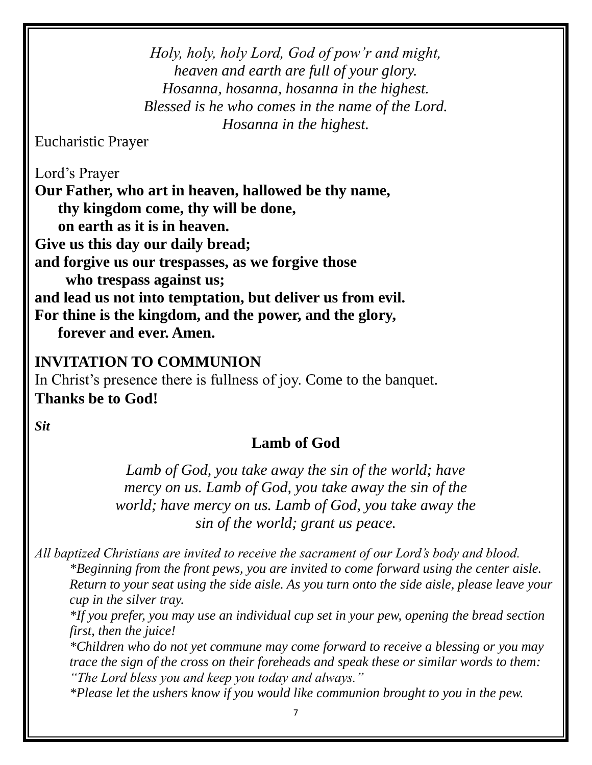*Holy, holy, holy Lord, God of pow'r and might,*
*heaven and earth are full of your glory.*
*Hosanna, hosanna, hosanna in the highest.*
*Blessed is he who comes in the name of the Lord.*
*Hosanna in the highest.*

Eucharistic Prayer

Lord's Prayer

**Our Father, who art in heaven, hallowed be thy name,**
**thy kingdom come, thy will be done,**
**on earth as it is in heaven.**
**Give us this day our daily bread;**
**and forgive us our trespasses, as we forgive those**
**who trespass against us;**
**and lead us not into temptation, but deliver us from evil.**
**For thine is the kingdom, and the power, and the glory,**
**forever and ever. Amen.**

**INVITATION TO COMMUNION**

In Christ's presence there is fullness of joy. Come to the banquet.
**Thanks be to God!**

***Sit***

**Lamb of God**

*Lamb of God, you take away the sin of the world; have mercy on us. Lamb of God, you take away the sin of the world; have mercy on us. Lamb of God, you take away the sin of the world; grant us peace.*

*All baptized Christians are invited to receive the sacrament of our Lord's body and blood.*

*\*Beginning from the front pews, you are invited to come forward using the center aisle. Return to your seat using the side aisle. As you turn onto the side aisle, please leave your cup in the silver tray.*

*\*If you prefer, you may use an individual cup set in your pew, opening the bread section first, then the juice!*

*\*Children who do not yet commune may come forward to receive a blessing or you may trace the sign of the cross on their foreheads and speak these or similar words to them: "The Lord bless you and keep you today and always."*

*\*Please let the ushers know if you would like communion brought to you in the pew.*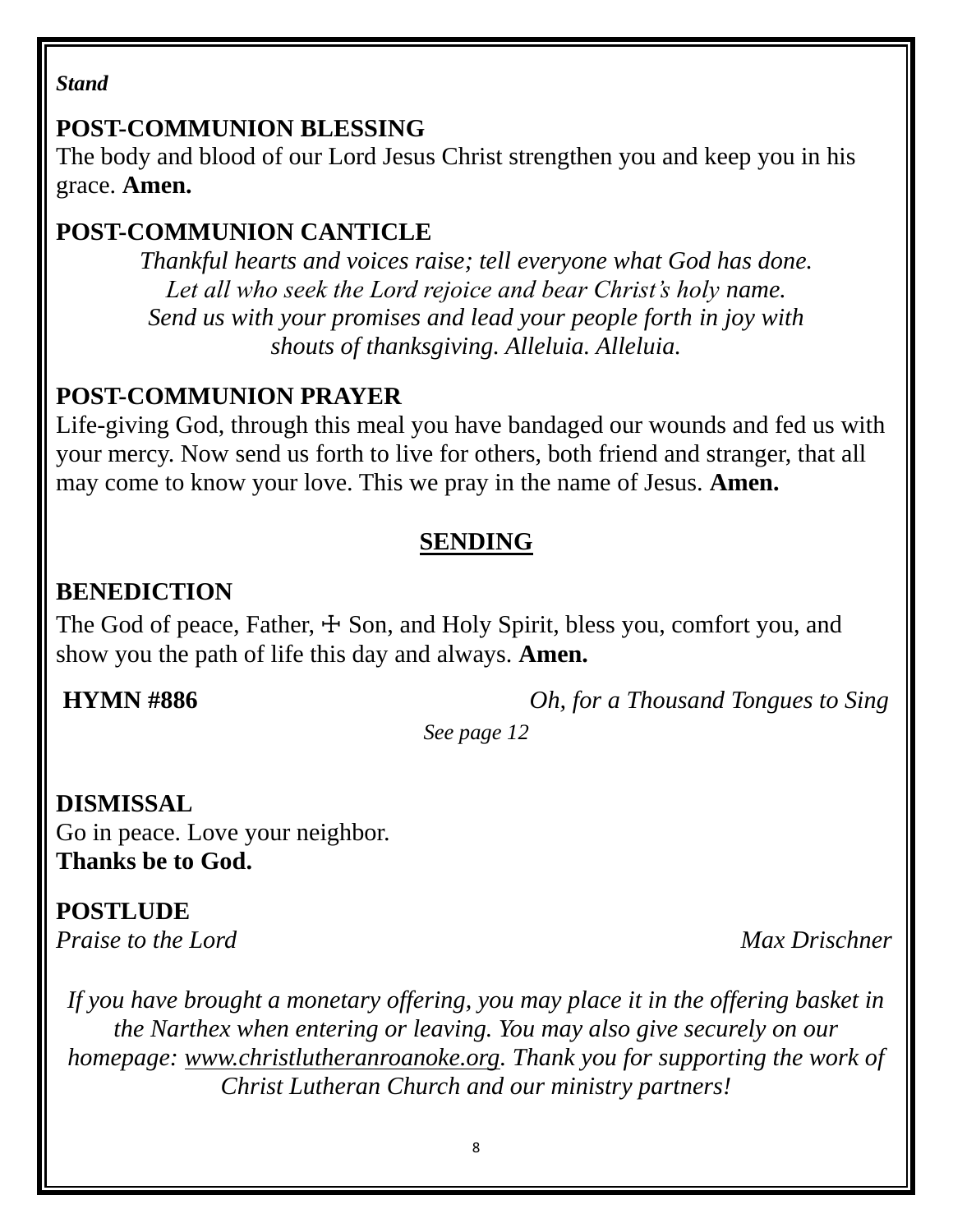*Stand*

**POST-COMMUNION BLESSING**
The body and blood of our Lord Jesus Christ strengthen you and keep you in his grace. **Amen.**

**POST-COMMUNION CANTICLE**

*Thankful hearts and voices raise; tell everyone what God has done.*
*Let all who seek the Lord rejoice and bear Christ's holy name.*
*Send us with your promises and lead your people forth in joy with shouts of thanksgiving. Alleluia. Alleluia.*

**POST-COMMUNION PRAYER**
Life-giving God, through this meal you have bandaged our wounds and fed us with your mercy. Now send us forth to live for others, both friend and stranger, that all may come to know your love. This we pray in the name of Jesus. **Amen.**

## SENDING

**BENEDICTION**
The God of peace, Father, ☩ Son, and Holy Spirit, bless you, comfort you, and show you the path of life this day and always. **Amen.**

**HYMN #886** *Oh, for a Thousand Tongues to Sing*
*See page 12*

**DISMISSAL**
Go in peace. Love your neighbor.
**Thanks be to God.**

**POSTLUDE**
*Praise to the Lord* *Max Drischner*

*If you have brought a monetary offering, you may place it in the offering basket in the Narthex when entering or leaving. You may also give securely on our homepage: www.christlutheranroanoke.org. Thank you for supporting the work of Christ Lutheran Church and our ministry partners!*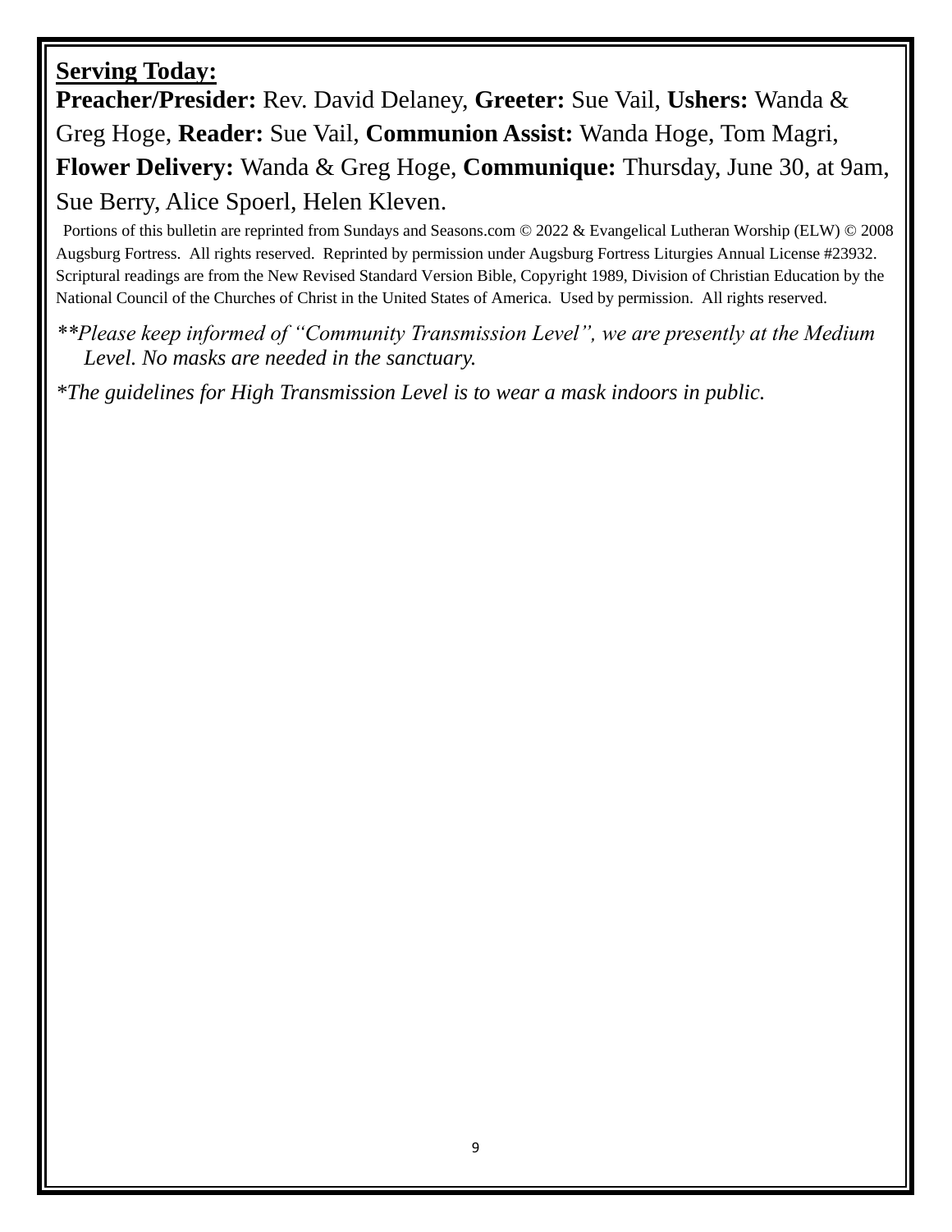**Serving Today:**

**Preacher/Presider:** Rev. David Delaney, **Greeter:** Sue Vail, **Ushers:** Wanda & Greg Hoge, **Reader:** Sue Vail, **Communion Assist:** Wanda Hoge, Tom Magri, **Flower Delivery:** Wanda & Greg Hoge, **Communique:** Thursday, June 30, at 9am, Sue Berry, Alice Spoerl, Helen Kleven.

Portions of this bulletin are reprinted from Sundays and Seasons.com © 2022 & Evangelical Lutheran Worship (ELW) © 2008 Augsburg Fortress. All rights reserved. Reprinted by permission under Augsburg Fortress Liturgies Annual License #23932. Scriptural readings are from the New Revised Standard Version Bible, Copyright 1989, Division of Christian Education by the National Council of the Churches of Christ in the United States of America. Used by permission. All rights reserved.

*\*\*Please keep informed of "Community Transmission Level", we are presently at the Medium Level. No masks are needed in the sanctuary.*

*\*The guidelines for High Transmission Level is to wear a mask indoors in public.*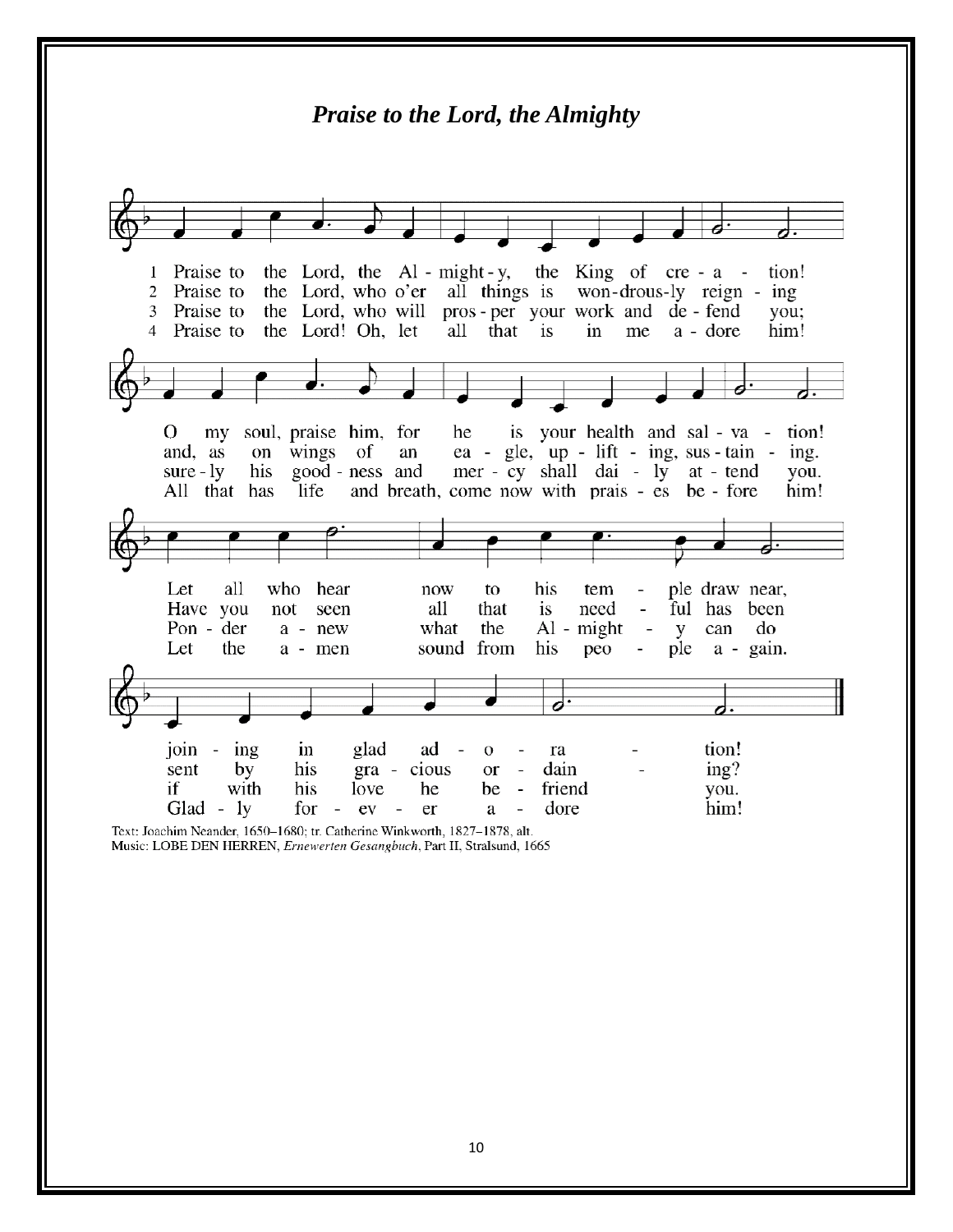# *Praise to the Lord, the Almighty*

1 Praise to the Lord, the Al - might - y, the King of cre - a - tion!
2 Praise to the Lord, who o'er all things is won-drous-ly reign - ing
3 Praise to the Lord, who will pros - per your work and de - fend you;
4 Praise to the Lord! Oh, let all that is in me a - dore him!

O my soul, praise him, for he is your health and sal - va - tion!
and, as on wings of an ea - gle, up - lift - ing, sus - tain - ing.
sure - ly his good - ness and mer - cy shall dai - ly at - tend you.
All that has life and breath, come now with prais - es be - fore him!

Let all who hear now to his tem - ple draw near,
Have you not seen all that is need - ful has been
Pon - der a - new what the Al - might - y can do
Let the a - men sound from his peo - ple a - gain.

join - ing in glad ad - o - ra - tion!
sent by his gra - cious or - dain - ing?
if with his love he be - friend you.
Glad - ly for - ev - er a - dore him!

Text: Joachim Neander, 1650–1680; tr. Catherine Winkworth, 1827–1878, alt.
Music: LOBE DEN HERREN, *Ernewerten Gesangbuch*, Part II, Stralsund, 1665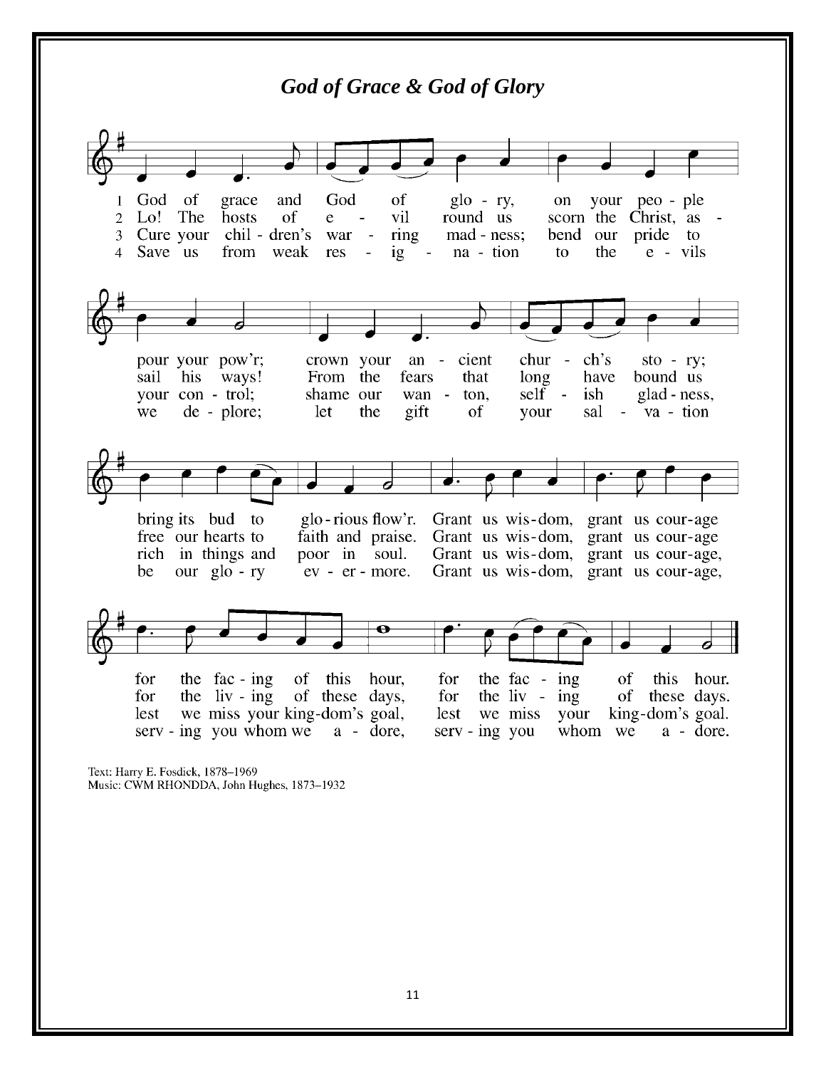# *God of Grace & God of Glory*

1 God of grace and God of glory, on your people pour your pow'r; crown your ancient church's story; bring its bud to glorious flow'r. Grant us wisdom, grant us courage for the facing of this hour, for the facing of this hour.

2 Lo! The hosts of evil round us scorn the Christ, assail his ways! From the fears that long have bound us free our hearts to faith and praise. Grant us wisdom, grant us courage for the living of these days, for the living of these days.

3 Cure your children's warring madness; bend our pride to your control; shame our wanton, selfish gladness, rich in things and poor in soul. Grant us wisdom, grant us courage, lest we miss your kingdom's goal, lest we miss your kingdom's goal.

4 Save us from weak resignation to the evils we deplore; let the gift of your salvation be our glory evermore. Grant us wisdom, grant us courage, serving you whom we adore, serving you whom we adore.

Text: Harry E. Fosdick, 1878–1969
Music: CWM RHONDDA, John Hughes, 1873–1932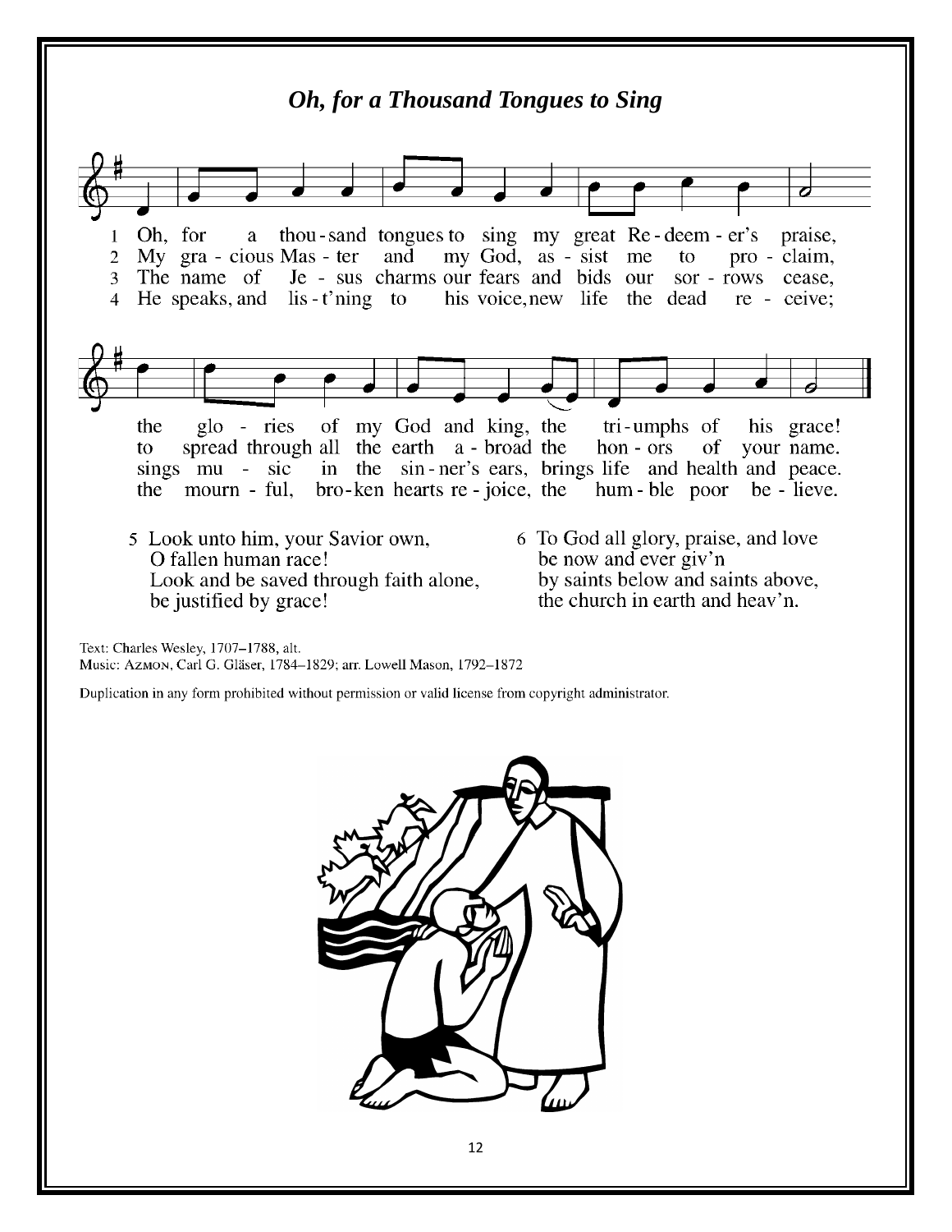# *Oh, for a Thousand Tongues to Sing*

1 Oh, for a thousand tongues to sing my great Redeemer's praise, the glories of my God and king, the triumphs of his grace!

2 My gracious Master and my God, assist me to proclaim, to spread through all the earth abroad the honors of your name.

3 The name of Jesus charms our fears and bids our sorrows cease, sings music in the sinner's ears, brings life and health and peace.

4 He speaks, and list'ning to his voice, new life the dead receive; the mournful, broken hearts rejoice, the humble poor believe.

5 Look unto him, your Savior own,
O fallen human race!
Look and be saved through faith alone,
be justified by grace!

6 To God all glory, praise, and love
be now and ever giv'n
by saints below and saints above,
the church in earth and heav'n.

Text: Charles Wesley, 1707–1788, alt.
Music: AZMON, Carl G. Gläser, 1784–1829; arr. Lowell Mason, 1792–1872

Duplication in any form prohibited without permission or valid license from copyright administrator.